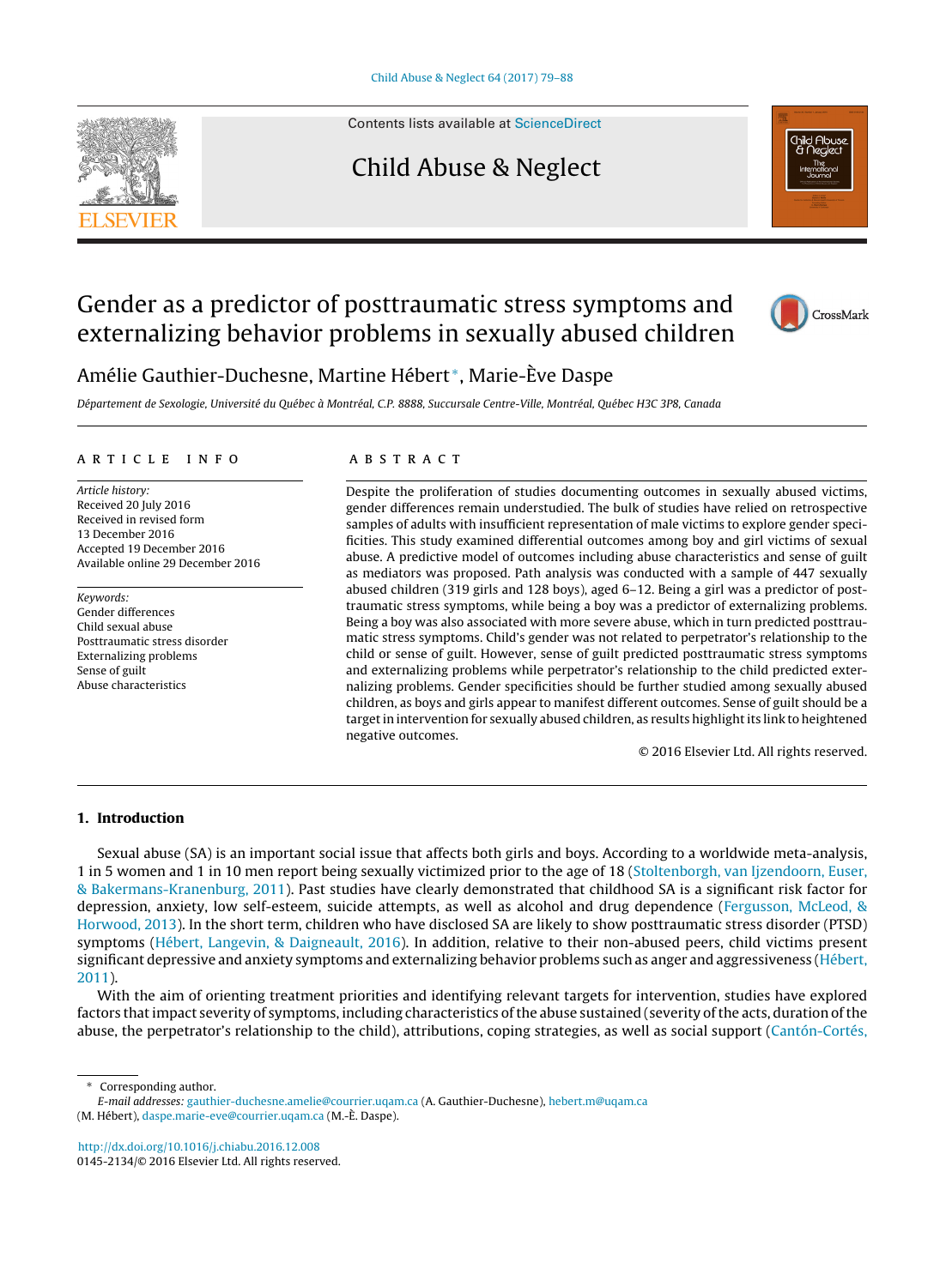# Gender as a predictor of posttraumatic stress symptoms and externalizing behavior problems in sexually abused children

Amélie Gauthier-Duchesne, Martine Hébert*, Marie-Ève Daspe

*Département de Sexologie, Université du Québec à Montréal, C.P. 8888, Succursale Centre-Ville, Montréal, Québec H3C 3P8, Canada*

## ARTICLE INFO

*Article history:*
Received 20 July 2016
Received in revised form
13 December 2016
Accepted 19 December 2016
Available online 29 December 2016

*Keywords:*
Gender differences
Child sexual abuse
Posttraumatic stress disorder
Externalizing problems
Sense of guilt
Abuse characteristics

## ABSTRACT

Despite the proliferation of studies documenting outcomes in sexually abused victims, gender differences remain understudied. The bulk of studies have relied on retrospective samples of adults with insufficient representation of male victims to explore gender specificities. This study examined differential outcomes among boy and girl victims of sexual abuse. A predictive model of outcomes including abuse characteristics and sense of guilt as mediators was proposed. Path analysis was conducted with a sample of 447 sexually abused children (319 girls and 128 boys), aged 6–12. Being a girl was a predictor of posttraumatic stress symptoms, while being a boy was a predictor of externalizing problems. Being a boy was also associated with more severe abuse, which in turn predicted posttraumatic stress symptoms. Child's gender was not related to perpetrator's relationship to the child or sense of guilt. However, sense of guilt predicted posttraumatic stress symptoms and externalizing problems while perpetrator's relationship to the child predicted externalizing problems. Gender specificities should be further studied among sexually abused children, as boys and girls appear to manifest different outcomes. Sense of guilt should be a target in intervention for sexually abused children, as results highlight its link to heightened negative outcomes.

© 2016 Elsevier Ltd. All rights reserved.

## 1. Introduction

Sexual abuse (SA) is an important social issue that affects both girls and boys. According to a worldwide meta-analysis, 1 in 5 women and 1 in 10 men report being sexually victimized prior to the age of 18 (Stoltenborgh, van Ijzendoorn, Euser, & Bakermans-Kranenburg, 2011). Past studies have clearly demonstrated that childhood SA is a significant risk factor for depression, anxiety, low self-esteem, suicide attempts, as well as alcohol and drug dependence (Fergusson, McLeod, & Horwood, 2013). In the short term, children who have disclosed SA are likely to show posttraumatic stress disorder (PTSD) symptoms (Hébert, Langevin, & Daigneault, 2016). In addition, relative to their non-abused peers, child victims present significant depressive and anxiety symptoms and externalizing behavior problems such as anger and aggressiveness (Hébert, 2011).

With the aim of orienting treatment priorities and identifying relevant targets for intervention, studies have explored factors that impact severity of symptoms, including characteristics of the abuse sustained (severity of the acts, duration of the abuse, the perpetrator's relationship to the child), attributions, coping strategies, as well as social support (Cantón-Cortés,

---

\* Corresponding author.
*E-mail addresses:* gauthier-duchesne.amelie@courrier.uqam.ca (A. Gauthier-Duchesne), hebert.m@uqam.ca (M. Hébert), daspe.marie-eve@courrier.uqam.ca (M.-È. Daspe).

http://dx.doi.org/10.1016/j.chiabu.2016.12.008
0145-2134/© 2016 Elsevier Ltd. All rights reserved.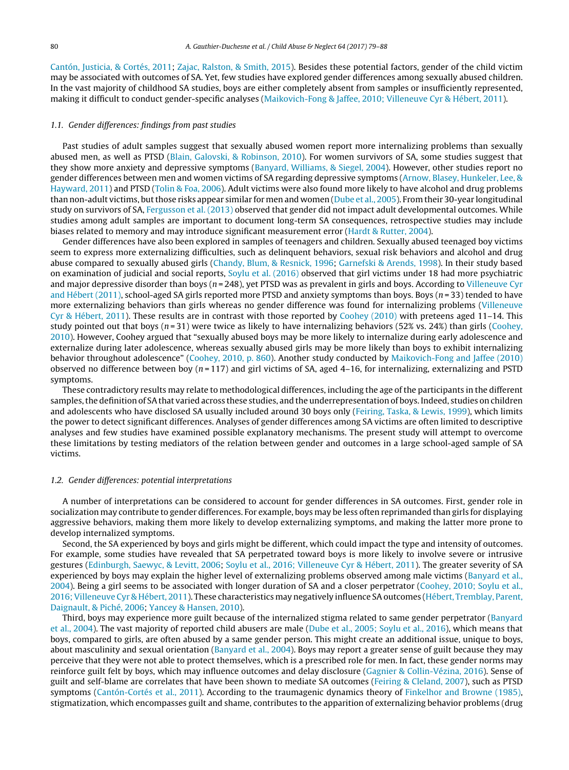Cantón, Justicia, & Cortés, 2011; Zajac, Ralston, & Smith, 2015). Besides these potential factors, gender of the child victim may be associated with outcomes of SA. Yet, few studies have explored gender differences among sexually abused children. In the vast majority of childhood SA studies, boys are either completely absent from samples or insufficiently represented, making it difficult to conduct gender-specific analyses (Maikovich-Fong & Jaffee, 2010; Villeneuve Cyr & Hébert, 2011).

### 1.1. Gender differences: findings from past studies

Past studies of adult samples suggest that sexually abused women report more internalizing problems than sexually abused men, as well as PTSD (Blain, Galovski, & Robinson, 2010). For women survivors of SA, some studies suggest that they show more anxiety and depressive symptoms (Banyard, Williams, & Siegel, 2004). However, other studies report no gender differences between men and women victims of SA regarding depressive symptoms (Arnow, Blasey, Hunkeler, Lee, & Hayward, 2011) and PTSD (Tolin & Foa, 2006). Adult victims were also found more likely to have alcohol and drug problems than non-adult victims, but those risks appear similar for men and women (Dube et al., 2005). From their 30-year longitudinal study on survivors of SA, Fergusson et al. (2013) observed that gender did not impact adult developmental outcomes. While studies among adult samples are important to document long-term SA consequences, retrospective studies may include biases related to memory and may introduce significant measurement error (Hardt & Rutter, 2004).

Gender differences have also been explored in samples of teenagers and children. Sexually abused teenaged boy victims seem to express more externalizing difficulties, such as delinquent behaviors, sexual risk behaviors and alcohol and drug abuse compared to sexually abused girls (Chandy, Blum, & Resnick, 1996; Garnefski & Arends, 1998). In their study based on examination of judicial and social reports, Soylu et al. (2016) observed that girl victims under 18 had more psychiatric and major depressive disorder than boys ($n = 248$), yet PTSD was as prevalent in girls and boys. According to Villeneuve Cyr and Hébert (2011), school-aged SA girls reported more PTSD and anxiety symptoms than boys. Boys ($n = 33$) tended to have more externalizing behaviors than girls whereas no gender difference was found for internalizing problems (Villeneuve Cyr & Hébert, 2011). These results are in contrast with those reported by Coohey (2010) with preteens aged 11–14. This study pointed out that boys ($n = 31$) were twice as likely to have internalizing behaviors (52% vs. 24%) than girls (Coohey, 2010). However, Coohey argued that "sexually abused boys may be more likely to internalize during early adolescence and externalize during later adolescence, whereas sexually abused girls may be more likely than boys to exhibit internalizing behavior throughout adolescence" (Coohey, 2010, p. 860). Another study conducted by Maikovich-Fong and Jaffee (2010) observed no difference between boy ($n = 117$) and girl victims of SA, aged 4–16, for internalizing, externalizing and PSTD symptoms.

These contradictory results may relate to methodological differences, including the age of the participants in the different samples, the definition of SA that varied across these studies, and the underrepresentation of boys. Indeed, studies on children and adolescents who have disclosed SA usually included around 30 boys only (Feiring, Taska, & Lewis, 1999), which limits the power to detect significant differences. Analyses of gender differences among SA victims are often limited to descriptive analyses and few studies have examined possible explanatory mechanisms. The present study will attempt to overcome these limitations by testing mediators of the relation between gender and outcomes in a large school-aged sample of SA victims.

### 1.2. Gender differences: potential interpretations

A number of interpretations can be considered to account for gender differences in SA outcomes. First, gender role in socialization may contribute to gender differences. For example, boys may be less often reprimanded than girls for displaying aggressive behaviors, making them more likely to develop externalizing symptoms, and making the latter more prone to develop internalized symptoms.

Second, the SA experienced by boys and girls might be different, which could impact the type and intensity of outcomes. For example, some studies have revealed that SA perpetrated toward boys is more likely to involve severe or intrusive gestures (Edinburgh, Saewyc, & Levitt, 2006; Soylu et al., 2016; Villeneuve Cyr & Hébert, 2011). The greater severity of SA experienced by boys may explain the higher level of externalizing problems observed among male victims (Banyard et al., 2004). Being a girl seems to be associated with longer duration of SA and a closer perpetrator (Coohey, 2010; Soylu et al., 2016; Villeneuve Cyr & Hébert, 2011). These characteristics may negatively influence SA outcomes (Hébert, Tremblay, Parent, Daignault, & Piché, 2006; Yancey & Hansen, 2010).

Third, boys may experience more guilt because of the internalized stigma related to same gender perpetrator (Banyard et al., 2004). The vast majority of reported child abusers are male (Dube et al., 2005; Soylu et al., 2016), which means that boys, compared to girls, are often abused by a same gender person. This might create an additional issue, unique to boys, about masculinity and sexual orientation (Banyard et al., 2004). Boys may report a greater sense of guilt because they may perceive that they were not able to protect themselves, which is a prescribed role for men. In fact, these gender norms may reinforce guilt felt by boys, which may influence outcomes and delay disclosure (Gagnier & Collin-Vézina, 2016). Sense of guilt and self-blame are correlates that have been shown to mediate SA outcomes (Feiring & Cleland, 2007), such as PTSD symptoms (Cantón-Cortés et al., 2011). According to the traumagenic dynamics theory of Finkelhor and Browne (1985), stigmatization, which encompasses guilt and shame, contributes to the apparition of externalizing behavior problems (drug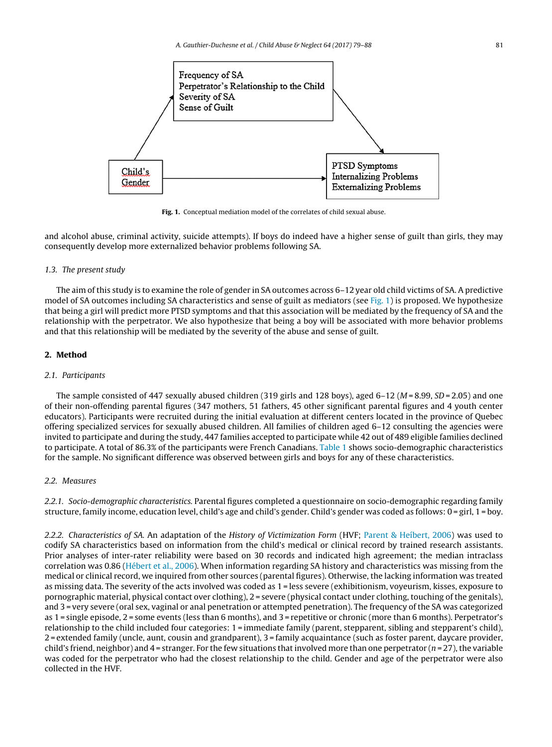Fig. 1. Conceptual mediation model of the correlates of child sexual abuse.

and alcohol abuse, criminal activity, suicide attempts). If boys do indeed have a higher sense of guilt than girls, they may consequently develop more externalized behavior problems following SA.

### 1.3. The present study

The aim of this study is to examine the role of gender in SA outcomes across 6–12 year old child victims of SA. A predictive model of SA outcomes including SA characteristics and sense of guilt as mediators (see Fig. 1) is proposed. We hypothesize that being a girl will predict more PTSD symptoms and that this association will be mediated by the frequency of SA and the relationship with the perpetrator. We also hypothesize that being a boy will be associated with more behavior problems and that this relationship will be mediated by the severity of the abuse and sense of guilt.

## 2. Method

### 2.1. Participants

The sample consisted of 447 sexually abused children (319 girls and 128 boys), aged 6–12 ($M$ = 8.99, $SD$ = 2.05) and one of their non-offending parental figures (347 mothers, 51 fathers, 45 other significant parental figures and 4 youth center educators). Participants were recruited during the initial evaluation at different centers located in the province of Quebec offering specialized services for sexually abused children. All families of children aged 6–12 consulting the agencies were invited to participate and during the study, 447 families accepted to participate while 42 out of 489 eligible families declined to participate. A total of 86.3% of the participants were French Canadians. Table 1 shows socio-demographic characteristics for the sample. No significant difference was observed between girls and boys for any of these characteristics.

### 2.2. Measures

*2.2.1. Socio-demographic characteristics.* Parental figures completed a questionnaire on socio-demographic regarding family structure, family income, education level, child's age and child's gender. Child's gender was coded as follows: 0 = girl, 1 = boy.

*2.2.2. Characteristics of SA.* An adaptation of the *History of Victimization Form* (HVF; Parent & Heíbert, 2006) was used to codify SA characteristics based on information from the child's medical or clinical record by trained research assistants. Prior analyses of inter-rater reliability were based on 30 records and indicated high agreement; the median intraclass correlation was 0.86 (Hébert et al., 2006). When information regarding SA history and characteristics was missing from the medical or clinical record, we inquired from other sources (parental figures). Otherwise, the lacking information was treated as missing data. The severity of the acts involved was coded as 1 = less severe (exhibitionism, voyeurism, kisses, exposure to pornographic material, physical contact over clothing), 2 = severe (physical contact under clothing, touching of the genitals), and 3 = very severe (oral sex, vaginal or anal penetration or attempted penetration). The frequency of the SA was categorized as 1 = single episode, 2 = some events (less than 6 months), and 3 = repetitive or chronic (more than 6 months). Perpetrator's relationship to the child included four categories: 1 = immediate family (parent, stepparent, sibling and stepparent's child), 2 = extended family (uncle, aunt, cousin and grandparent), 3 = family acquaintance (such as foster parent, daycare provider, child's friend, neighbor) and 4 = stranger. For the few situations that involved more than one perpetrator ($n$ = 27), the variable was coded for the perpetrator who had the closest relationship to the child. Gender and age of the perpetrator were also collected in the HVF.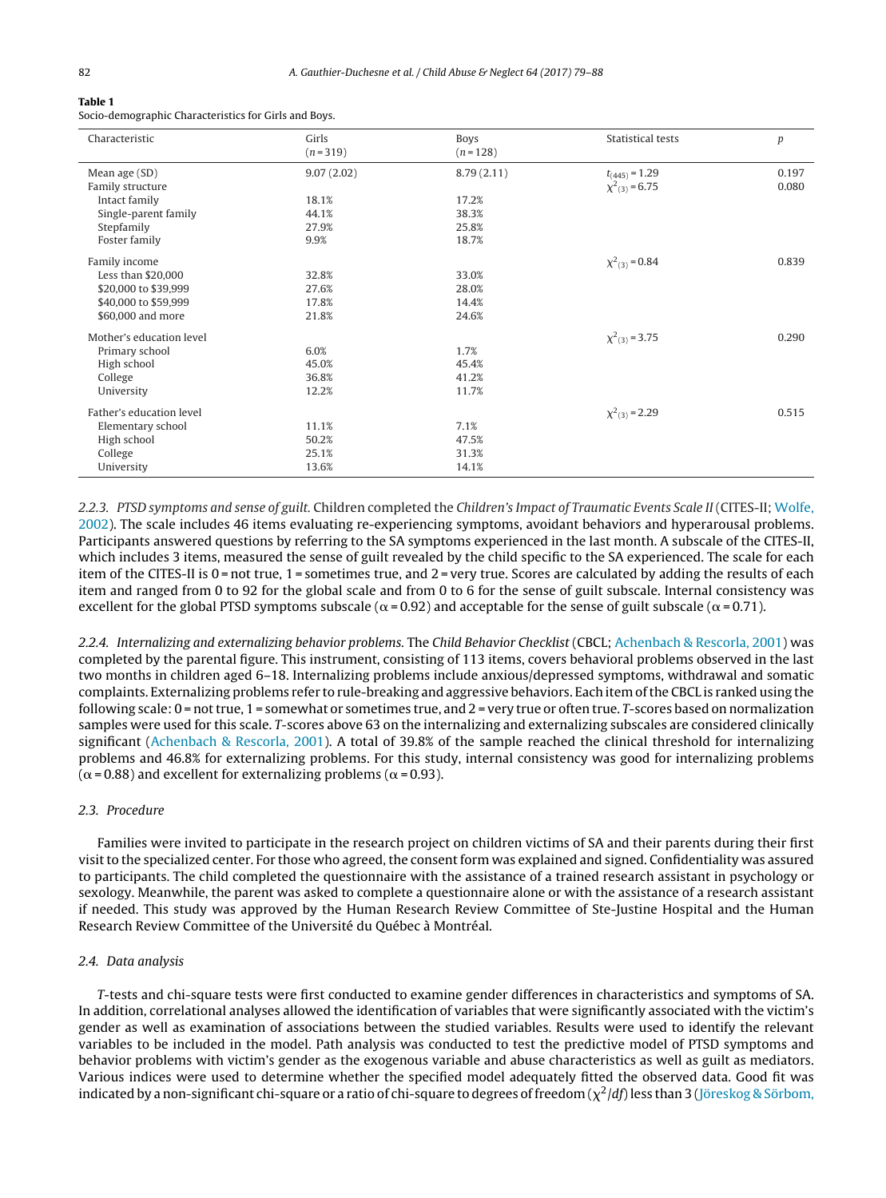**Table 1**
Socio-demographic Characteristics for Girls and Boys.

| Characteristic | Girls ($n$ = 319) | Boys ($n$ = 128) | Statistical tests | $p$ |
|---|---|---|---|---|
| Mean age (SD) | 9.07 (2.02) | 8.79 (2.11) | $t_{(445)} = 1.29$ | 0.197 |
| Family structure | | | $\chi^2_{(3)} = 6.75$ | 0.080 |
| Intact family | 18.1% | 17.2% | | |
| Single-parent family | 44.1% | 38.3% | | |
| Stepfamily | 27.9% | 25.8% | | |
| Foster family | 9.9% | 18.7% | | |
| Family income | | | $\chi^2_{(3)} = 0.84$ | 0.839 |
| Less than \$20,000 | 32.8% | 33.0% | | |
| \$20,000 to \$39,999 | 27.6% | 28.0% | | |
| \$40,000 to \$59,999 | 17.8% | 14.4% | | |
| \$60,000 and more | 21.8% | 24.6% | | |
| Mother's education level | | | $\chi^2_{(3)} = 3.75$ | 0.290 |
| Primary school | 6.0% | 1.7% | | |
| High school | 45.0% | 45.4% | | |
| College | 36.8% | 41.2% | | |
| University | 12.2% | 11.7% | | |
| Father's education level | | | $\chi^2_{(3)} = 2.29$ | 0.515 |
| Elementary school | 11.1% | 7.1% | | |
| High school | 50.2% | 47.5% | | |
| College | 25.1% | 31.3% | | |
| University | 13.6% | 14.1% | | |

*2.2.3. PTSD symptoms and sense of guilt.* Children completed the *Children's Impact of Traumatic Events Scale II* (CITES-II; Wolfe, 2002). The scale includes 46 items evaluating re-experiencing symptoms, avoidant behaviors and hyperarousal problems. Participants answered questions by referring to the SA symptoms experienced in the last month. A subscale of the CITES-II, which includes 3 items, measured the sense of guilt revealed by the child specific to the SA experienced. The scale for each item of the CITES-II is 0 = not true, 1 = sometimes true, and 2 = very true. Scores are calculated by adding the results of each item and ranged from 0 to 92 for the global scale and from 0 to 6 for the sense of guilt subscale. Internal consistency was excellent for the global PTSD symptoms subscale ($\alpha = 0.92$) and acceptable for the sense of guilt subscale ($\alpha = 0.71$).

*2.2.4. Internalizing and externalizing behavior problems.* The *Child Behavior Checklist* (CBCL; Achenbach & Rescorla, 2001) was completed by the parental figure. This instrument, consisting of 113 items, covers behavioral problems observed in the last two months in children aged 6–18. Internalizing problems include anxious/depressed symptoms, withdrawal and somatic complaints. Externalizing problems refer to rule-breaking and aggressive behaviors. Each item of the CBCL is ranked using the following scale: 0 = not true, 1 = somewhat or sometimes true, and 2 = very true or often true. *T*-scores based on normalization samples were used for this scale. *T*-scores above 63 on the internalizing and externalizing subscales are considered clinically significant (Achenbach & Rescorla, 2001). A total of 39.8% of the sample reached the clinical threshold for internalizing problems and 46.8% for externalizing problems. For this study, internal consistency was good for internalizing problems ($\alpha = 0.88$) and excellent for externalizing problems ($\alpha = 0.93$).

### *2.3. Procedure*

Families were invited to participate in the research project on children victims of SA and their parents during their first visit to the specialized center. For those who agreed, the consent form was explained and signed. Confidentiality was assured to participants. The child completed the questionnaire with the assistance of a trained research assistant in psychology or sexology. Meanwhile, the parent was asked to complete a questionnaire alone or with the assistance of a research assistant if needed. This study was approved by the Human Research Review Committee of Ste-Justine Hospital and the Human Research Review Committee of the Université du Québec à Montréal.

### *2.4. Data analysis*

*T*-tests and chi-square tests were first conducted to examine gender differences in characteristics and symptoms of SA. In addition, correlational analyses allowed the identification of variables that were significantly associated with the victim's gender as well as examination of associations between the studied variables. Results were used to identify the relevant variables to be included in the model. Path analysis was conducted to test the predictive model of PTSD symptoms and behavior problems with victim's gender as the exogenous variable and abuse characteristics as well as guilt as mediators. Various indices were used to determine whether the specified model adequately fitted the observed data. Good fit was indicated by a non-significant chi-square or a ratio of chi-square to degrees of freedom ($\chi^2/df$) less than 3 (Jöreskog & Sörbom,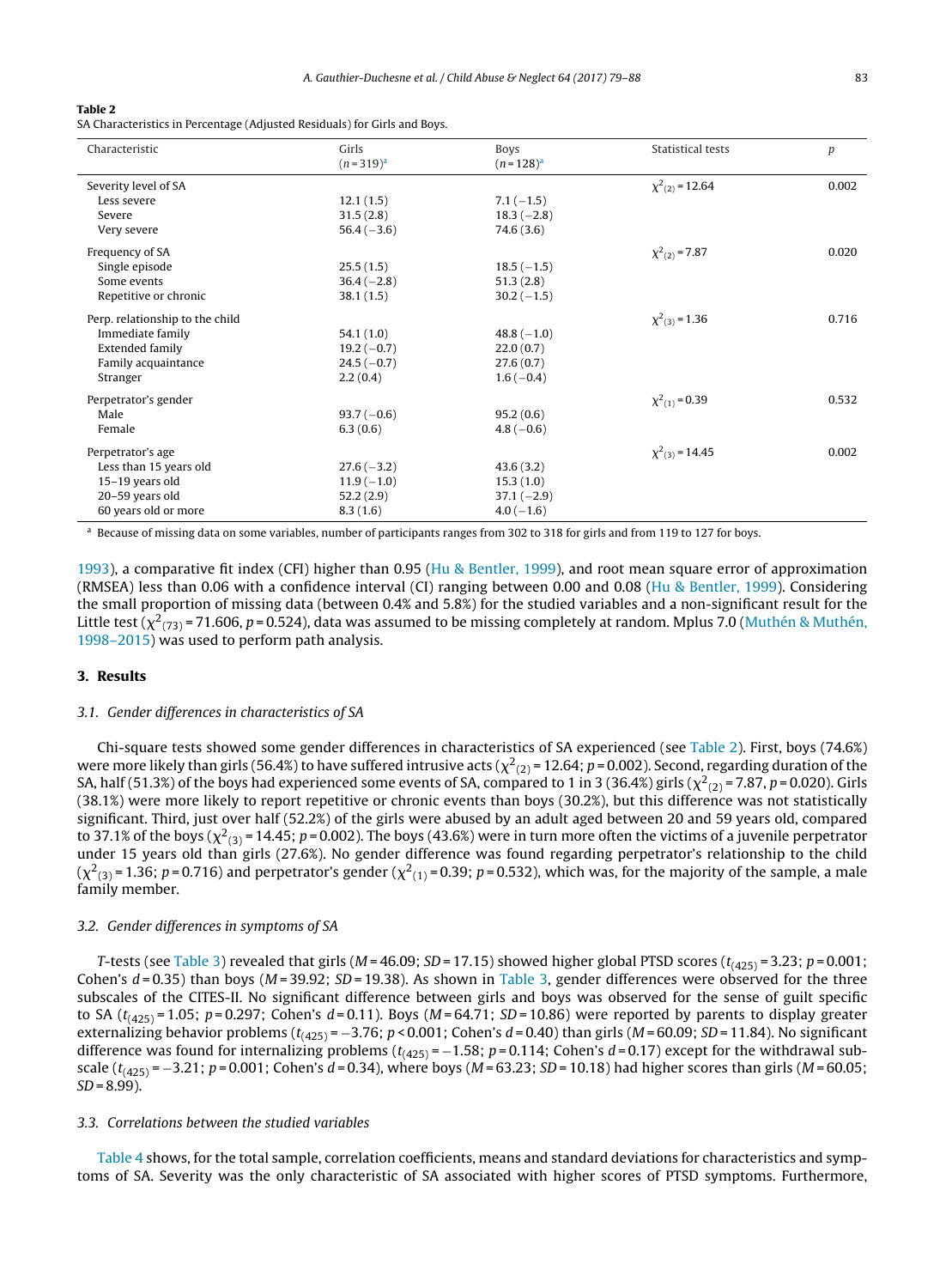**Table 2**
SA Characteristics in Percentage (Adjusted Residuals) for Girls and Boys.

| Characteristic | Girls ($n$ = 319)[a] | Boys ($n$ = 128)[a] | Statistical tests | $p$ |
|---|---|---|---|---|
| Severity level of SA | | | $\chi^2_{(2)} = 12.64$ | 0.002 |
| Less severe | 12.1 (1.5) | 7.1 (−1.5) | | |
| Severe | 31.5 (2.8) | 18.3 (−2.8) | | |
| Very severe | 56.4 (−3.6) | 74.6 (3.6) | | |
| Frequency of SA | | | $\chi^2_{(2)} = 7.87$ | 0.020 |
| Single episode | 25.5 (1.5) | 18.5 (−1.5) | | |
| Some events | 36.4 (−2.8) | 51.3 (2.8) | | |
| Repetitive or chronic | 38.1 (1.5) | 30.2 (−1.5) | | |
| Perp. relationship to the child | | | $\chi^2_{(3)} = 1.36$ | 0.716 |
| Immediate family | 54.1 (1.0) | 48.8 (−1.0) | | |
| Extended family | 19.2 (−0.7) | 22.0 (0.7) | | |
| Family acquaintance | 24.5 (−0.7) | 27.6 (0.7) | | |
| Stranger | 2.2 (0.4) | 1.6 (−0.4) | | |
| Perpetrator's gender | | | $\chi^2_{(1)} = 0.39$ | 0.532 |
| Male | 93.7 (−0.6) | 95.2 (0.6) | | |
| Female | 6.3 (0.6) | 4.8 (−0.6) | | |
| Perpetrator's age | | | $\chi^2_{(3)} = 14.45$ | 0.002 |
| Less than 15 years old | 27.6 (−3.2) | 43.6 (3.2) | | |
| 15–19 years old | 11.9 (−1.0) | 15.3 (1.0) | | |
| 20–59 years old | 52.2 (2.9) | 37.1 (−2.9) | | |
| 60 years old or more | 8.3 (1.6) | 4.0 (−1.6) | | |

[a] Because of missing data on some variables, number of participants ranges from 302 to 318 for girls and from 119 to 127 for boys.

1993), a comparative fit index (CFI) higher than 0.95 (Hu & Bentler, 1999), and root mean square error of approximation (RMSEA) less than 0.06 with a confidence interval (CI) ranging between 0.00 and 0.08 (Hu & Bentler, 1999). Considering the small proportion of missing data (between 0.4% and 5.8%) for the studied variables and a non-significant result for the Little test ($\chi^2_{(73)} = 71.606$, $p = 0.524$), data was assumed to be missing completely at random. Mplus 7.0 (Muthén & Muthén, 1998–2015) was used to perform path analysis.

## 3. Results

### 3.1. Gender differences in characteristics of SA

Chi-square tests showed some gender differences in characteristics of SA experienced (see Table 2). First, boys (74.6%) were more likely than girls (56.4%) to have suffered intrusive acts ($\chi^2_{(2)} = 12.64$; $p = 0.002$). Second, regarding duration of the SA, half (51.3%) of the boys had experienced some events of SA, compared to 1 in 3 (36.4%) girls ($\chi^2_{(2)} = 7.87$, $p = 0.020$). Girls (38.1%) were more likely to report repetitive or chronic events than boys (30.2%), but this difference was not statistically significant. Third, just over half (52.2%) of the girls were abused by an adult aged between 20 and 59 years old, compared to 37.1% of the boys ($\chi^2_{(3)} = 14.45$; $p = 0.002$). The boys (43.6%) were in turn more often the victims of a juvenile perpetrator under 15 years old than girls (27.6%). No gender difference was found regarding perpetrator's relationship to the child ($\chi^2_{(3)} = 1.36$; $p = 0.716$) and perpetrator's gender ($\chi^2_{(1)} = 0.39$; $p = 0.532$), which was, for the majority of the sample, a male family member.

### 3.2. Gender differences in symptoms of SA

*T*-tests (see Table 3) revealed that girls ($M = 46.09$; $SD = 17.15$) showed higher global PTSD scores ($t_{(425)} = 3.23$; $p = 0.001$; Cohen's $d = 0.35$) than boys ($M = 39.92$; $SD = 19.38$). As shown in Table 3, gender differences were observed for the three subscales of the CITES-II. No significant difference between girls and boys was observed for the sense of guilt specific to SA ($t_{(425)} = 1.05$; $p = 0.297$; Cohen's $d = 0.11$). Boys ($M = 64.71$; $SD = 10.86$) were reported by parents to display greater externalizing behavior problems ($t_{(425)} = -3.76$; $p < 0.001$; Cohen's $d = 0.40$) than girls ($M = 60.09$; $SD = 11.84$). No significant difference was found for internalizing problems ($t_{(425)} = -1.58$; $p = 0.114$; Cohen's $d = 0.17$) except for the withdrawal subscale ($t_{(425)} = -3.21$; $p = 0.001$; Cohen's $d = 0.34$), where boys ($M = 63.23$; $SD = 10.18$) had higher scores than girls ($M = 60.05$; $SD = 8.99$).

### 3.3. Correlations between the studied variables

Table 4 shows, for the total sample, correlation coefficients, means and standard deviations for characteristics and symptoms of SA. Severity was the only characteristic of SA associated with higher scores of PTSD symptoms. Furthermore,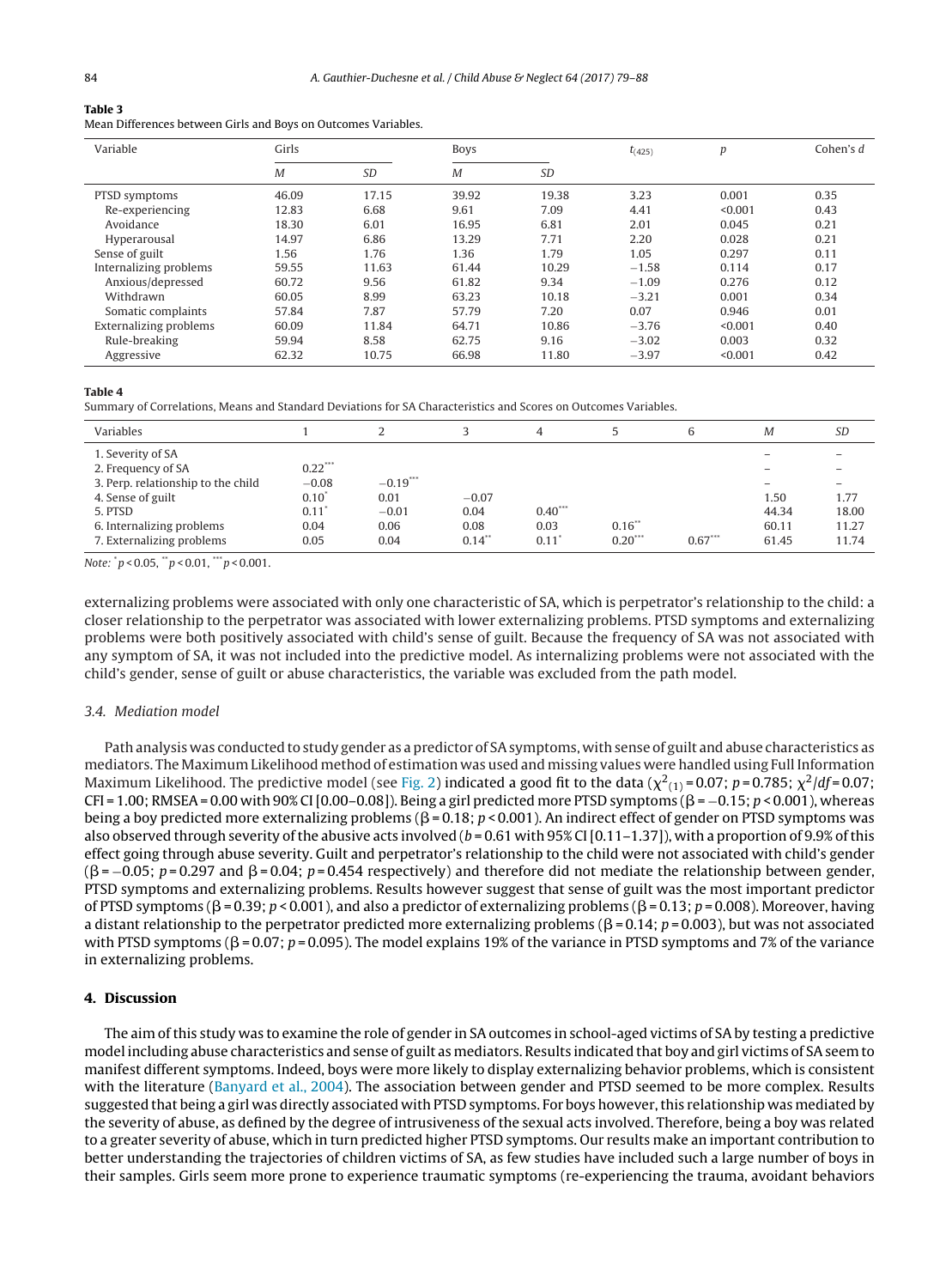**Table 3**
Mean Differences between Girls and Boys on Outcomes Variables.

| Variable | Girls | | Boys | | $t_{(425)}$ | $p$ | Cohen's $d$ |
|---|---|---|---|---|---|---|---|
| | $M$ | $SD$ | $M$ | $SD$ | | | |
| PTSD symptoms | 46.09 | 17.15 | 39.92 | 19.38 | 3.23 | 0.001 | 0.35 |
| Re-experiencing | 12.83 | 6.68 | 9.61 | 7.09 | 4.41 | <0.001 | 0.43 |
| Avoidance | 18.30 | 6.01 | 16.95 | 6.81 | 2.01 | 0.045 | 0.21 |
| Hyperarousal | 14.97 | 6.86 | 13.29 | 7.71 | 2.20 | 0.028 | 0.21 |
| Sense of guilt | 1.56 | 1.76 | 1.36 | 1.79 | 1.05 | 0.297 | 0.11 |
| Internalizing problems | 59.55 | 11.63 | 61.44 | 10.29 | −1.58 | 0.114 | 0.17 |
| Anxious/depressed | 60.72 | 9.56 | 61.82 | 9.34 | −1.09 | 0.276 | 0.12 |
| Withdrawn | 60.05 | 8.99 | 63.23 | 10.18 | −3.21 | 0.001 | 0.34 |
| Somatic complaints | 57.84 | 7.87 | 57.79 | 7.20 | 0.07 | 0.946 | 0.01 |
| Externalizing problems | 60.09 | 11.84 | 64.71 | 10.86 | −3.76 | <0.001 | 0.40 |
| Rule-breaking | 59.94 | 8.58 | 62.75 | 9.16 | −3.02 | 0.003 | 0.32 |
| Aggressive | 62.32 | 10.75 | 66.98 | 11.80 | −3.97 | <0.001 | 0.42 |

**Table 4**
Summary of Correlations, Means and Standard Deviations for SA Characteristics and Scores on Outcomes Variables.

| Variables | 1 | 2 | 3 | 4 | 5 | 6 | $M$ | $SD$ |
|---|---|---|---|---|---|---|---|---|
| 1. Severity of SA | | | | | | | – | – |
| 2. Frequency of SA | 0.22*** | | | | | | – | – |
| 3. Perp. relationship to the child | −0.08 | −0.19*** | | | | | – | – |
| 4. Sense of guilt | 0.10* | 0.01 | −0.07 | | | | 1.50 | 1.77 |
| 5. PTSD | 0.11* | −0.01 | 0.04 | 0.40*** | | | 44.34 | 18.00 |
| 6. Internalizing problems | 0.04 | 0.06 | 0.08 | 0.03 | 0.16** | | 60.11 | 11.27 |
| 7. Externalizing problems | 0.05 | 0.04 | 0.14** | 0.11* | 0.20*** | 0.67*** | 61.45 | 11.74 |

*Note:* * $p < 0.05$, ** $p < 0.01$, *** $p < 0.001$.

externalizing problems were associated with only one characteristic of SA, which is perpetrator's relationship to the child: a closer relationship to the perpetrator was associated with lower externalizing problems. PTSD symptoms and externalizing problems were both positively associated with child's sense of guilt. Because the frequency of SA was not associated with any symptom of SA, it was not included into the predictive model. As internalizing problems were not associated with the child's gender, sense of guilt or abuse characteristics, the variable was excluded from the path model.

### 3.4. Mediation model

Path analysis was conducted to study gender as a predictor of SA symptoms, with sense of guilt and abuse characteristics as mediators. The Maximum Likelihood method of estimation was used and missing values were handled using Full Information Maximum Likelihood. The predictive model (see Fig. 2) indicated a good fit to the data ($\chi^2_{(1)} = 0.07$; $p = 0.785$; $\chi^2/df = 0.07$; CFI = 1.00; RMSEA = 0.00 with 90% CI [0.00–0.08]). Being a girl predicted more PTSD symptoms ($\beta = -0.15$; $p < 0.001$), whereas being a boy predicted more externalizing problems ($\beta = 0.18$; $p < 0.001$). An indirect effect of gender on PTSD symptoms was also observed through severity of the abusive acts involved ($b = 0.61$ with 95% CI [0.11–1.37]), with a proportion of 9.9% of this effect going through abuse severity. Guilt and perpetrator's relationship to the child were not associated with child's gender ($\beta = -0.05$; $p = 0.297$ and $\beta = 0.04$; $p = 0.454$ respectively) and therefore did not mediate the relationship between gender, PTSD symptoms and externalizing problems. Results however suggest that sense of guilt was the most important predictor of PTSD symptoms ($\beta = 0.39$; $p < 0.001$), and also a predictor of externalizing problems ($\beta = 0.13$; $p = 0.008$). Moreover, having a distant relationship to the perpetrator predicted more externalizing problems ($\beta = 0.14$; $p = 0.003$), but was not associated with PTSD symptoms ($\beta = 0.07$; $p = 0.095$). The model explains 19% of the variance in PTSD symptoms and 7% of the variance in externalizing problems.

## 4. Discussion

The aim of this study was to examine the role of gender in SA outcomes in school-aged victims of SA by testing a predictive model including abuse characteristics and sense of guilt as mediators. Results indicated that boy and girl victims of SA seem to manifest different symptoms. Indeed, boys were more likely to display externalizing behavior problems, which is consistent with the literature (Banyard et al., 2004). The association between gender and PTSD seemed to be more complex. Results suggested that being a girl was directly associated with PTSD symptoms. For boys however, this relationship was mediated by the severity of abuse, as defined by the degree of intrusiveness of the sexual acts involved. Therefore, being a boy was related to a greater severity of abuse, which in turn predicted higher PTSD symptoms. Our results make an important contribution to better understanding the trajectories of children victims of SA, as few studies have included such a large number of boys in their samples. Girls seem more prone to experience traumatic symptoms (re-experiencing the trauma, avoidant behaviors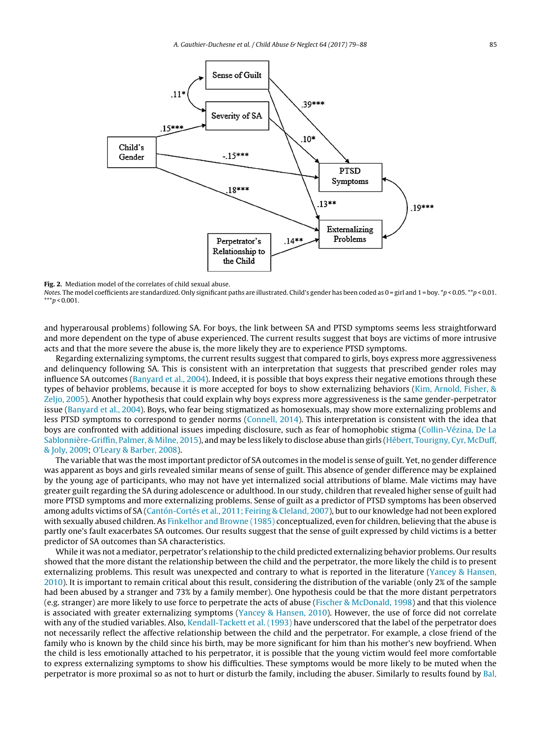**Fig. 2.** Mediation model of the correlates of child sexual abuse.

*Notes.* The model coefficients are standardized. Only significant paths are illustrated. Child's gender has been coded as 0 = girl and 1 = boy. *$p < 0.05$. **$p < 0.01$. ***$p < 0.001$.

and hyperarousal problems) following SA. For boys, the link between SA and PTSD symptoms seems less straightforward and more dependent on the type of abuse experienced. The current results suggest that boys are victims of more intrusive acts and that the more severe the abuse is, the more likely they are to experience PTSD symptoms.

Regarding externalizing symptoms, the current results suggest that compared to girls, boys express more aggressiveness and delinquency following SA. This is consistent with an interpretation that suggests that prescribed gender roles may influence SA outcomes (Banyard et al., 2004). Indeed, it is possible that boys express their negative emotions through these types of behavior problems, because it is more accepted for boys to show externalizing behaviors (Kim, Arnold, Fisher, & Zeljo, 2005). Another hypothesis that could explain why boys express more aggressiveness is the same gender-perpetrator issue (Banyard et al., 2004). Boys, who fear being stigmatized as homosexuals, may show more externalizing problems and less PTSD symptoms to correspond to gender norms (Connell, 2014). This interpretation is consistent with the idea that boys are confronted with additional issues impeding disclosure, such as fear of homophobic stigma (Collin-Vézina, De La Sablonnière-Griffin, Palmer, & Milne, 2015), and may be less likely to disclose abuse than girls (Hébert, Tourigny, Cyr, McDuff, & Joly, 2009; O'Leary & Barber, 2008).

The variable that was the most important predictor of SA outcomes in the model is sense of guilt. Yet, no gender difference was apparent as boys and girls revealed similar means of sense of guilt. This absence of gender difference may be explained by the young age of participants, who may not have yet internalized social attributions of blame. Male victims may have greater guilt regarding the SA during adolescence or adulthood. In our study, children that revealed higher sense of guilt had more PTSD symptoms and more externalizing problems. Sense of guilt as a predictor of PTSD symptoms has been observed among adults victims of SA (Cantón-Cortés et al., 2011; Feiring & Cleland, 2007), but to our knowledge had not been explored with sexually abused children. As Finkelhor and Browne (1985) conceptualized, even for children, believing that the abuse is partly one's fault exacerbates SA outcomes. Our results suggest that the sense of guilt expressed by child victims is a better predictor of SA outcomes than SA characteristics.

While it was not a mediator, perpetrator's relationship to the child predicted externalizing behavior problems. Our results showed that the more distant the relationship between the child and the perpetrator, the more likely the child is to present externalizing problems. This result was unexpected and contrary to what is reported in the literature (Yancey & Hansen, 2010). It is important to remain critical about this result, considering the distribution of the variable (only 2% of the sample had been abused by a stranger and 73% by a family member). One hypothesis could be that the more distant perpetrators (e.g. stranger) are more likely to use force to perpetrate the acts of abuse (Fischer & McDonald, 1998) and that this violence is associated with greater externalizing symptoms (Yancey & Hansen, 2010). However, the use of force did not correlate with any of the studied variables. Also, Kendall-Tackett et al. (1993) have underscored that the label of the perpetrator does not necessarily reflect the affective relationship between the child and the perpetrator. For example, a close friend of the family who is known by the child since his birth, may be more significant for him than his mother's new boyfriend. When the child is less emotionally attached to his perpetrator, it is possible that the young victim would feel more comfortable to express externalizing symptoms to show his difficulties. These symptoms would be more likely to be muted when the perpetrator is more proximal so as not to hurt or disturb the family, including the abuser. Similarly to results found by Bal,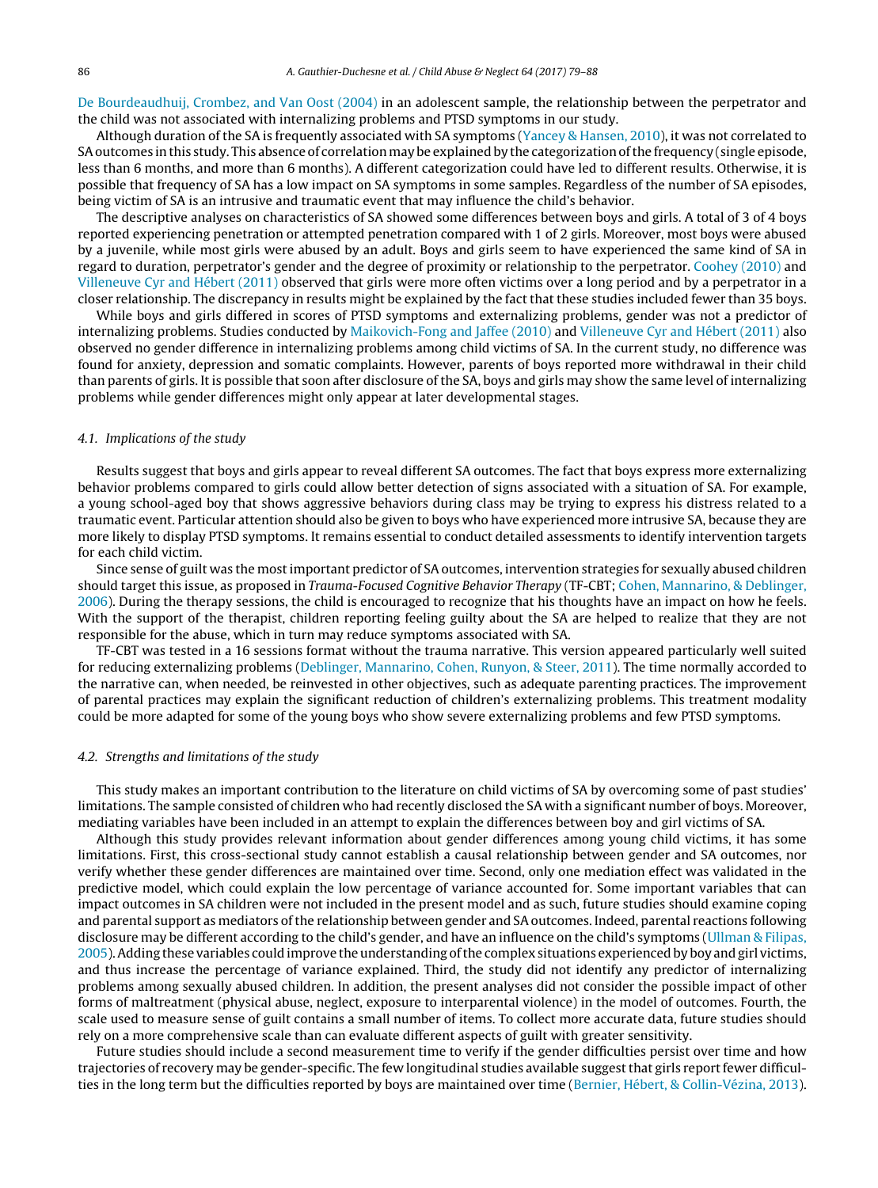De Bourdeaudhuij, Crombez, and Van Oost (2004) in an adolescent sample, the relationship between the perpetrator and the child was not associated with internalizing problems and PTSD symptoms in our study.

Although duration of the SA is frequently associated with SA symptoms (Yancey & Hansen, 2010), it was not correlated to SA outcomes in this study. This absence of correlation may be explained by the categorization of the frequency (single episode, less than 6 months, and more than 6 months). A different categorization could have led to different results. Otherwise, it is possible that frequency of SA has a low impact on SA symptoms in some samples. Regardless of the number of SA episodes, being victim of SA is an intrusive and traumatic event that may influence the child's behavior.

The descriptive analyses on characteristics of SA showed some differences between boys and girls. A total of 3 of 4 boys reported experiencing penetration or attempted penetration compared with 1 of 2 girls. Moreover, most boys were abused by a juvenile, while most girls were abused by an adult. Boys and girls seem to have experienced the same kind of SA in regard to duration, perpetrator's gender and the degree of proximity or relationship to the perpetrator. Coohey (2010) and Villeneuve Cyr and Hébert (2011) observed that girls were more often victims over a long period and by a perpetrator in a closer relationship. The discrepancy in results might be explained by the fact that these studies included fewer than 35 boys.

While boys and girls differed in scores of PTSD symptoms and externalizing problems, gender was not a predictor of internalizing problems. Studies conducted by Maikovich-Fong and Jaffee (2010) and Villeneuve Cyr and Hébert (2011) also observed no gender difference in internalizing problems among child victims of SA. In the current study, no difference was found for anxiety, depression and somatic complaints. However, parents of boys reported more withdrawal in their child than parents of girls. It is possible that soon after disclosure of the SA, boys and girls may show the same level of internalizing problems while gender differences might only appear at later developmental stages.

### 4.1. Implications of the study

Results suggest that boys and girls appear to reveal different SA outcomes. The fact that boys express more externalizing behavior problems compared to girls could allow better detection of signs associated with a situation of SA. For example, a young school-aged boy that shows aggressive behaviors during class may be trying to express his distress related to a traumatic event. Particular attention should also be given to boys who have experienced more intrusive SA, because they are more likely to display PTSD symptoms. It remains essential to conduct detailed assessments to identify intervention targets for each child victim.

Since sense of guilt was the most important predictor of SA outcomes, intervention strategies for sexually abused children should target this issue, as proposed in *Trauma-Focused Cognitive Behavior Therapy* (TF-CBT; Cohen, Mannarino, & Deblinger, 2006). During the therapy sessions, the child is encouraged to recognize that his thoughts have an impact on how he feels. With the support of the therapist, children reporting feeling guilty about the SA are helped to realize that they are not responsible for the abuse, which in turn may reduce symptoms associated with SA.

TF-CBT was tested in a 16 sessions format without the trauma narrative. This version appeared particularly well suited for reducing externalizing problems (Deblinger, Mannarino, Cohen, Runyon, & Steer, 2011). The time normally accorded to the narrative can, when needed, be reinvested in other objectives, such as adequate parenting practices. The improvement of parental practices may explain the significant reduction of children's externalizing problems. This treatment modality could be more adapted for some of the young boys who show severe externalizing problems and few PTSD symptoms.

### 4.2. Strengths and limitations of the study

This study makes an important contribution to the literature on child victims of SA by overcoming some of past studies' limitations. The sample consisted of children who had recently disclosed the SA with a significant number of boys. Moreover, mediating variables have been included in an attempt to explain the differences between boy and girl victims of SA.

Although this study provides relevant information about gender differences among young child victims, it has some limitations. First, this cross-sectional study cannot establish a causal relationship between gender and SA outcomes, nor verify whether these gender differences are maintained over time. Second, only one mediation effect was validated in the predictive model, which could explain the low percentage of variance accounted for. Some important variables that can impact outcomes in SA children were not included in the present model and as such, future studies should examine coping and parental support as mediators of the relationship between gender and SA outcomes. Indeed, parental reactions following disclosure may be different according to the child's gender, and have an influence on the child's symptoms (Ullman & Filipas, 2005). Adding these variables could improve the understanding of the complex situations experienced by boy and girl victims, and thus increase the percentage of variance explained. Third, the study did not identify any predictor of internalizing problems among sexually abused children. In addition, the present analyses did not consider the possible impact of other forms of maltreatment (physical abuse, neglect, exposure to interparental violence) in the model of outcomes. Fourth, the scale used to measure sense of guilt contains a small number of items. To collect more accurate data, future studies should rely on a more comprehensive scale than can evaluate different aspects of guilt with greater sensitivity.

Future studies should include a second measurement time to verify if the gender difficulties persist over time and how trajectories of recovery may be gender-specific. The few longitudinal studies available suggest that girls report fewer difficulties in the long term but the difficulties reported by boys are maintained over time (Bernier, Hébert, & Collin-Vézina, 2013).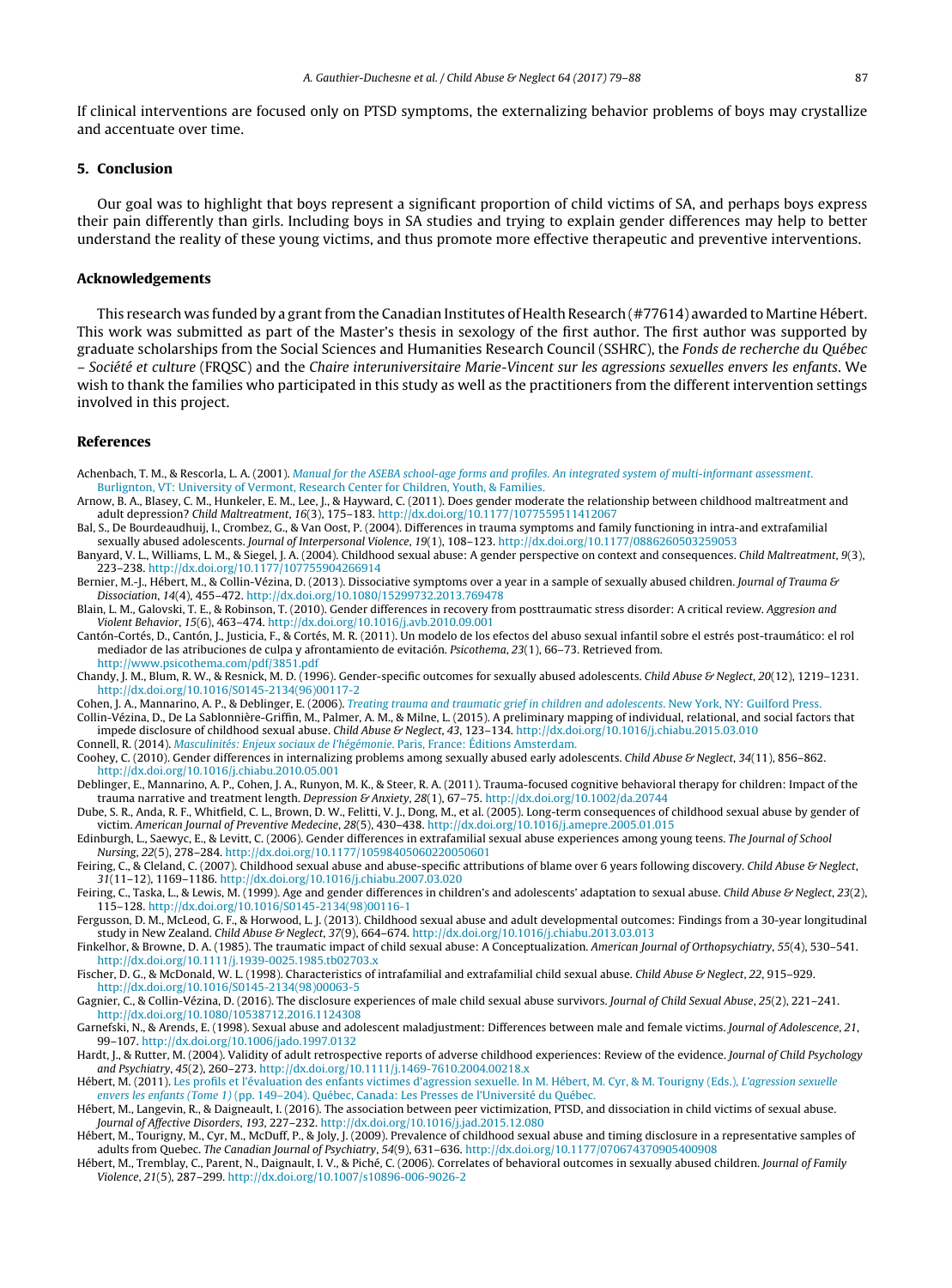If clinical interventions are focused only on PTSD symptoms, the externalizing behavior problems of boys may crystallize and accentuate over time.

## 5. Conclusion

Our goal was to highlight that boys represent a significant proportion of child victims of SA, and perhaps boys express their pain differently than girls. Including boys in SA studies and trying to explain gender differences may help to better understand the reality of these young victims, and thus promote more effective therapeutic and preventive interventions.

## Acknowledgements

This research was funded by a grant from the Canadian Institutes of Health Research (#77614) awarded to Martine Hébert. This work was submitted as part of the Master's thesis in sexology of the first author. The first author was supported by graduate scholarships from the Social Sciences and Humanities Research Council (SSHRC), the *Fonds de recherche du Québec – Société et culture* (FRQSC) and the *Chaire interuniversitaire Marie-Vincent sur les agressions sexuelles envers les enfants*. We wish to thank the families who participated in this study as well as the practitioners from the different intervention settings involved in this project.

## References

Achenbach, T. M., & Rescorla, L. A. (2001). *Manual for the ASEBA school-age forms and profiles. An integrated system of multi-informant assessment*. Burlington, VT: University of Vermont, Research Center for Children, Youth, & Families.

Arnow, B. A., Blasey, C. M., Hunkeler, E. M., Lee, J., & Hayward, C. (2011). Does gender moderate the relationship between childhood maltreatment and adult depression? *Child Maltreatment*, *16*(3), 175–183. http://dx.doi.org/10.1177/1077559511412067

Bal, S., De Bourdeaudhuij, I., Crombez, G., & Van Oost, P. (2004). Differences in trauma symptoms and family functioning in intra-and extrafamilial sexually abused adolescents. *Journal of Interpersonal Violence*, *19*(1), 108–123. http://dx.doi.org/10.1177/0886260503259053

Banyard, V. L., Williams, L. M., & Siegel, J. A. (2004). Childhood sexual abuse: A gender perspective on context and consequences. *Child Maltreatment*, *9*(3), 223–238. http://dx.doi.org/10.1177/107755904266914

Bernier, M.-J., Hébert, M., & Collin-Vézina, D. (2013). Dissociative symptoms over a year in a sample of sexually abused children. *Journal of Trauma & Dissociation*, *14*(4), 455–472. http://dx.doi.org/10.1080/15299732.2013.769478

Blain, L. M., Galovski, T. E., & Robinson, T. (2010). Gender differences in recovery from posttraumatic stress disorder: A critical review. *Aggresion and Violent Behavior*, *15*(6), 463–474. http://dx.doi.org/10.1016/j.avb.2010.09.001

Cantón-Cortés, D., Cantón, J., Justicia, F., & Cortés, M. R. (2011). Un modelo de los efectos del abuso sexual infantil sobre el estrés post-traumático: el rol mediador de las atribuciones de culpa y afrontamiento de evitación. *Psicothema*, *23*(1), 66–73. Retrieved from. http://www.psicothema.com/pdf/3851.pdf

Chandy, J. M., Blum, R. W., & Resnick, M. D. (1996). Gender-specific outcomes for sexually abused adolescents. *Child Abuse & Neglect*, *20*(12), 1219–1231. http://dx.doi.org/10.1016/S0145-2134(96)00117-2

Cohen, J. A., Mannarino, A. P., & Deblinger, E. (2006). *Treating trauma and traumatic grief in children and adolescents*. New York, NY: Guilford Press.

Collin-Vézina, D., De La Sablonnière-Griffin, M., Palmer, A. M., & Milne, L. (2015). A preliminary mapping of individual, relational, and social factors that impede disclosure of childhood sexual abuse. *Child Abuse & Neglect*, *43*, 123–134. http://dx.doi.org/10.1016/j.chiabu.2015.03.010

Connell, R. (2014). *Masculinités: Enjeux sociaux de l'hégémonie*. Paris, France: Éditions Amsterdam.

Coohey, C. (2010). Gender differences in internalizing problems among sexually abused early adolescents. *Child Abuse & Neglect*, *34*(11), 856–862. http://dx.doi.org/10.1016/j.chiabu.2010.05.001

Deblinger, E., Mannarino, A. P., Cohen, J. A., Runyon, M. K., & Steer, R. A. (2011). Trauma-focused cognitive behavioral therapy for children: Impact of the trauma narrative and treatment length. *Depression & Anxiety*, *28*(1), 67–75. http://dx.doi.org/10.1002/da.20744

Dube, S. R., Anda, R. F., Whitfield, C. L., Brown, D. W., Felitti, V. J., Dong, M., et al. (2005). Long-term consequences of childhood sexual abuse by gender of victim. *American Journal of Preventive Medecine*, *28*(5), 430–438. http://dx.doi.org/10.1016/j.amepre.2005.01.015

Edinburgh, L., Saewyc, E., & Levitt, C. (2006). Gender differences in extrafamilial sexual abuse experiences among young teens. *The Journal of School Nursing*, *22*(5), 278–284. http://dx.doi.org/10.1177/10598405060220050601

Feiring, C., & Cleland, C. (2007). Childhood sexual abuse and abuse-specific attributions of blame over 6 years following discovery. *Child Abuse & Neglect*, *31*(11–12), 1169–1186. http://dx.doi.org/10.1016/j.chiabu.2007.03.020

Feiring, C., Taska, L., & Lewis, M. (1999). Age and gender differences in children's and adolescents' adaptation to sexual abuse. *Child Abuse & Neglect*, *23*(2), 115–128. http://dx.doi.org/10.1016/S0145-2134(98)00116-1

Fergusson, D. M., McLeod, G. F., & Horwood, L. J. (2013). Childhood sexual abuse and adult developmental outcomes: Findings from a 30-year longitudinal study in New Zealand. *Child Abuse & Neglect*, *37*(9), 664–674. http://dx.doi.org/10.1016/j.chiabu.2013.03.013

Finkelhor, & Browne, D. A. (1985). The traumatic impact of child sexual abuse: A Conceptualization. *American Journal of Orthopsychiatry*, *55*(4), 530–541. http://dx.doi.org/10.1111/j.1939-0025.1985.tb02703.x

Fischer, D. G., & McDonald, W. L. (1998). Characteristics of intrafamilial and extrafamilial child sexual abuse. *Child Abuse & Neglect*, *22*, 915–929. http://dx.doi.org/10.1016/S0145-2134(98)00063-5

Gagnier, C., & Collin-Vézina, D. (2016). The disclosure experiences of male child sexual abuse survivors. *Journal of Child Sexual Abuse*, *25*(2), 221–241. http://dx.doi.org/10.1080/10538712.2016.1124308

Garnefski, N., & Arends, E. (1998). Sexual abuse and adolescent maladjustment: Differences between male and female victims. *Journal of Adolescence*, *21*, 99–107. http://dx.doi.org/10.1006/jado.1997.0132

Hardt, J., & Rutter, M. (2004). Validity of adult retrospective reports of adverse childhood experiences: Review of the evidence. *Journal of Child Psychology and Psychiatry*, *45*(2), 260–273. http://dx.doi.org/10.1111/j.1469-7610.2004.00218.x

Hébert, M. (2011). Les profils et l'évaluation des enfants victimes d'agression sexuelle. In M. Hébert, M. Cyr, & M. Tourigny (Eds.), *L'agression sexuelle envers les enfants (Tome 1)* (pp. 149–204). Québec, Canada: Les Presses de l'Université du Québec.

Hébert, M., Langevin, R., & Daigneault, I. (2016). The association between peer victimization, PTSD, and dissociation in child victims of sexual abuse. *Journal of Affective Disorders*, *193*, 227–232. http://dx.doi.org/10.1016/j.jad.2015.12.080

Hébert, M., Tourigny, M., Cyr, M., McDuff, P., & Joly, J. (2009). Prevalence of childhood sexual abuse and timing disclosure in a representative samples of adults from Quebec. *The Canadian Journal of Psychiatry*, *54*(9), 631–636. http://dx.doi.org/10.1177/070674370905400908

Hébert, M., Tremblay, C., Parent, N., Daignault, I. V., & Piché, C. (2006). Correlates of behavioral outcomes in sexually abused children. *Journal of Family Violence*, *21*(5), 287–299. http://dx.doi.org/10.1007/s10896-006-9026-2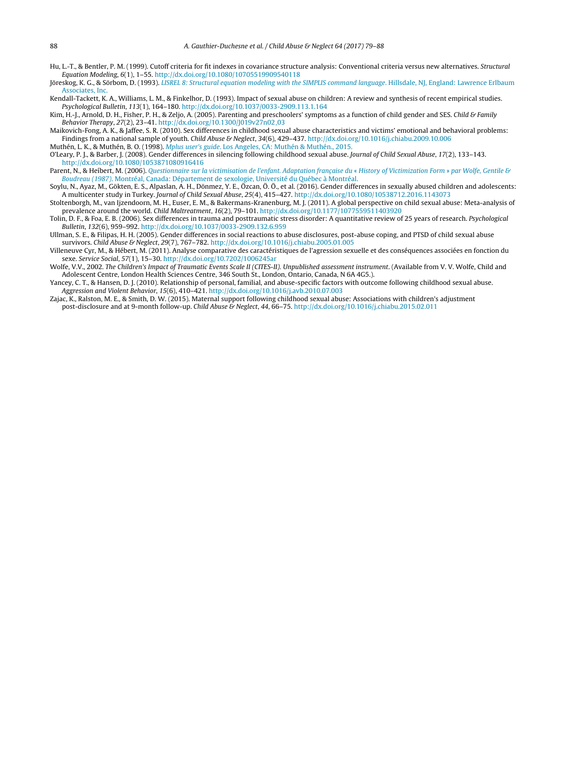Hu, L.-T., & Bentler, P. M. (1999). Cutoff criteria for fit indexes in covariance structure analysis: Conventional criteria versus new alternatives. *Structural Equation Modeling*, *6*(1), 1–55. http://dx.doi.org/10.1080/10705519909540118

Jöreskog, K. G., & Sörbom, D. (1993). *LISREL 8: Structural equation modeling with the SIMPLIS command language*. Hillsdale, NJ, England: Lawrence Erlbaum Associates, Inc.

Kendall-Tackett, K. A., Williams, L. M., & Finkelhor, D. (1993). Impact of sexual abuse on children: A review and synthesis of recent empirical studies. *Psychological Bulletin*, *113*(1), 164–180. http://dx.doi.org/10.1037/0033-2909.113.1.164

Kim, H.-J., Arnold, D. H., Fisher, P. H., & Zeljo, A. (2005). Parenting and preschoolers' symptoms as a function of child gender and SES. *Child & Family Behavior Therapy*, *27*(2), 23–41. http://dx.doi.org/10.1300/J019v27n02_03

Maikovich-Fong, A. K., & Jaffee, S. R. (2010). Sex differences in childhood sexual abuse characteristics and victims' emotional and behavioral problems: Findings from a national sample of youth. *Child Abuse & Neglect*, *34*(6), 429–437. http://dx.doi.org/10.1016/j.chiabu.2009.10.006

Muthén, L. K., & Muthén, B. O. (1998). *Mplus user's guide*. Los Angeles, CA: Muthén & Muthén., 2015.

O'Leary, P. J., & Barber, J. (2008). Gender differences in silencing following childhood sexual abuse. *Journal of Child Sexual Abuse*, *17*(2), 133–143. http://dx.doi.org/10.1080/10538710801916416

Parent, N., & Heíbert, M. (2006). *Questionnaire sur la victimisation de l'enfant. Adaptation française du « History of Victimization Form » par Wolfe, Gentile & Boudreau (1987)*. Montréal, Canada: Département de sexologie, Université du Québec à Montréal.

Soylu, N., Ayaz, M., Gökten, E. S., Alpaslan, A. H., Dönmez, Y. E., Özcan, Ö. Ö., et al. (2016). Gender differences in sexually abused children and adolescents: A multicenter study in Turkey. *Journal of Child Sexual Abuse*, *25*(4), 415–427. http://dx.doi.org/10.1080/10538712.2016.1143073

Stoltenborgh, M., van Ijzendoorn, M. H., Euser, E. M., & Bakermans-Kranenburg, M. J. (2011). A global perspective on child sexual abuse: Meta-analysis of prevalence around the world. *Child Maltreatment*, *16*(2), 79–101. http://dx.doi.org/10.1177/1077559511403920

Tolin, D. F., & Foa, E. B. (2006). Sex differences in trauma and posttraumatic stress disorder: A quantitative review of 25 years of research. *Psychological Bulletin*, *132*(6), 959–992. http://dx.doi.org/10.1037/0033-2909.132.6.959

Ullman, S. E., & Filipas, H. H. (2005). Gender differences in social reactions to abuse disclosures, post-abuse coping, and PTSD of child sexual abuse survivors. *Child Abuse & Neglect*, *29*(7), 767–782. http://dx.doi.org/10.1016/j.chiabu.2005.01.005

Villeneuve Cyr, M., & Hébert, M. (2011). Analyse comparative des caractéristiques de l'agression sexuelle et des conséquences associées en fonction du sexe. *Service Social*, *57*(1), 15–30. http://dx.doi.org/10.7202/1006245ar

Wolfe, V.V., 2002. *The Children's Impact of Traumatic Events Scale II (CITES-II). Unpublished assessment instrument*. (Available from V. V. Wolfe, Child and Adolescent Centre, London Health Sciences Centre, 346 South St., London, Ontario, Canada, N 6A 4G5.).

Yancey, C. T., & Hansen, D. J. (2010). Relationship of personal, familial, and abuse-specific factors with outcome following childhood sexual abuse. *Aggression and Violent Behavior*, *15*(6), 410–421. http://dx.doi.org/10.1016/j.avb.2010.07.003

Zajac, K., Ralston, M. E., & Smith, D. W. (2015). Maternal support following childhood sexual abuse: Associations with children's adjustment post-disclosure and at 9-month follow-up. *Child Abuse & Neglect*, *44*, 66–75. http://dx.doi.org/10.1016/j.chiabu.2015.02.011